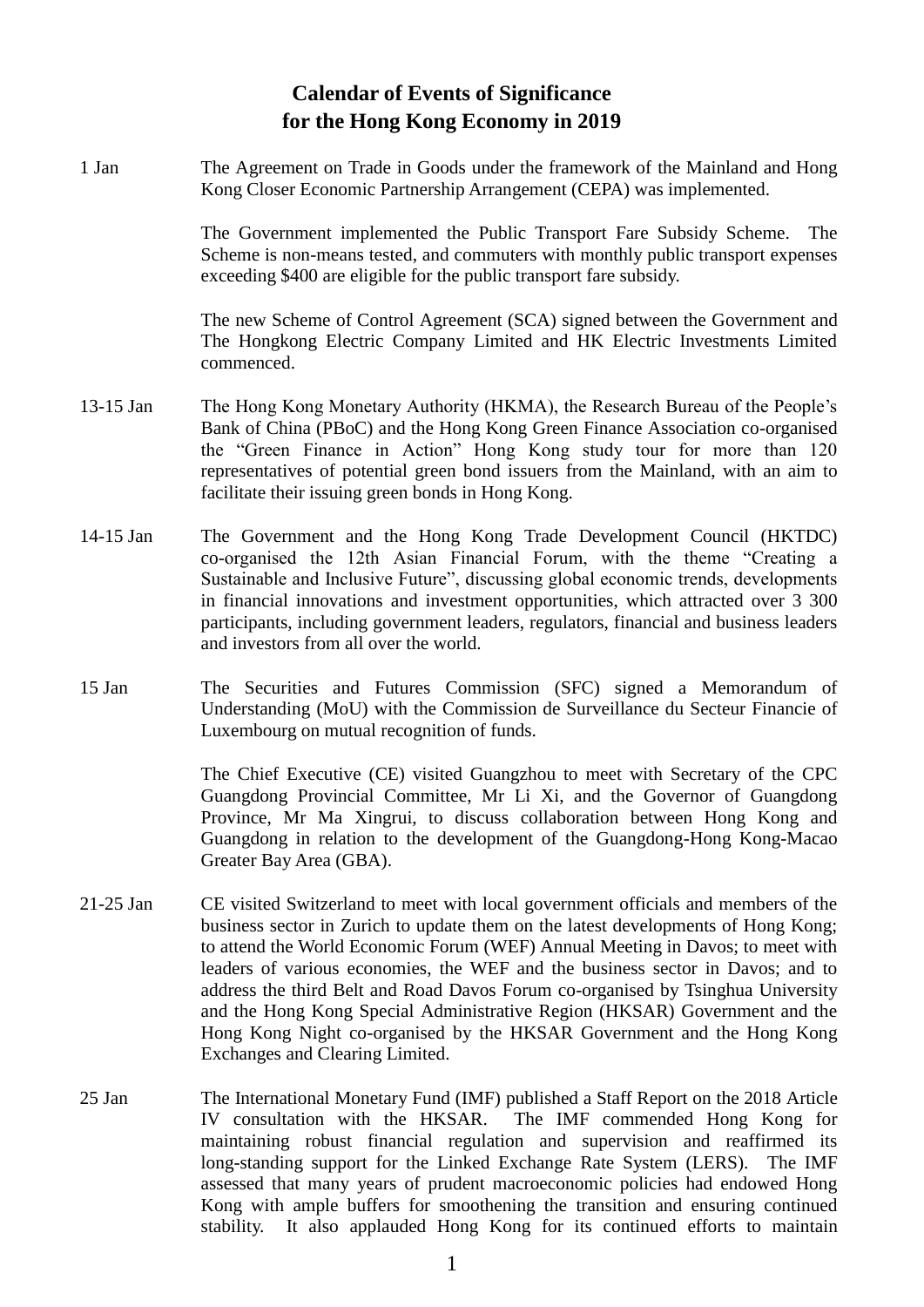# Calendar of Events of Significance for the Hong Kong Economy in 2019

**1 Jan**

The Agreement on Trade in Goods under the framework of the Mainland and Hong Kong Closer Economic Partnership Arrangement (CEPA) was implemented.

The Government implemented the Public Transport Fare Subsidy Scheme. The Scheme is non-means tested, and commuters with monthly public transport expenses exceeding $400 are eligible for the public transport fare subsidy.

The new Scheme of Control Agreement (SCA) signed between the Government and The Hongkong Electric Company Limited and HK Electric Investments Limited commenced.

**13-15 Jan**

The Hong Kong Monetary Authority (HKMA), the Research Bureau of the People's Bank of China (PBoC) and the Hong Kong Green Finance Association co-organised the "Green Finance in Action" Hong Kong study tour for more than 120 representatives of potential green bond issuers from the Mainland, with an aim to facilitate their issuing green bonds in Hong Kong.

**14-15 Jan**

The Government and the Hong Kong Trade Development Council (HKTDC) co-organised the 12th Asian Financial Forum, with the theme "Creating a Sustainable and Inclusive Future", discussing global economic trends, developments in financial innovations and investment opportunities, which attracted over 3 300 participants, including government leaders, regulators, financial and business leaders and investors from all over the world.

**15 Jan**

The Securities and Futures Commission (SFC) signed a Memorandum of Understanding (MoU) with the Commission de Surveillance du Secteur Financie of Luxembourg on mutual recognition of funds.

The Chief Executive (CE) visited Guangzhou to meet with Secretary of the CPC Guangdong Provincial Committee, Mr Li Xi, and the Governor of Guangdong Province, Mr Ma Xingrui, to discuss collaboration between Hong Kong and Guangdong in relation to the development of the Guangdong-Hong Kong-Macao Greater Bay Area (GBA).

**21-25 Jan**

CE visited Switzerland to meet with local government officials and members of the business sector in Zurich to update them on the latest developments of Hong Kong; to attend the World Economic Forum (WEF) Annual Meeting in Davos; to meet with leaders of various economies, the WEF and the business sector in Davos; and to address the third Belt and Road Davos Forum co-organised by Tsinghua University and the Hong Kong Special Administrative Region (HKSAR) Government and the Hong Kong Night co-organised by the HKSAR Government and the Hong Kong Exchanges and Clearing Limited.

**25 Jan**

The International Monetary Fund (IMF) published a Staff Report on the 2018 Article IV consultation with the HKSAR. The IMF commended Hong Kong for maintaining robust financial regulation and supervision and reaffirmed its long-standing support for the Linked Exchange Rate System (LERS). The IMF assessed that many years of prudent macroeconomic policies had endowed Hong Kong with ample buffers for smoothening the transition and ensuring continued stability. It also applauded Hong Kong for its continued efforts to maintain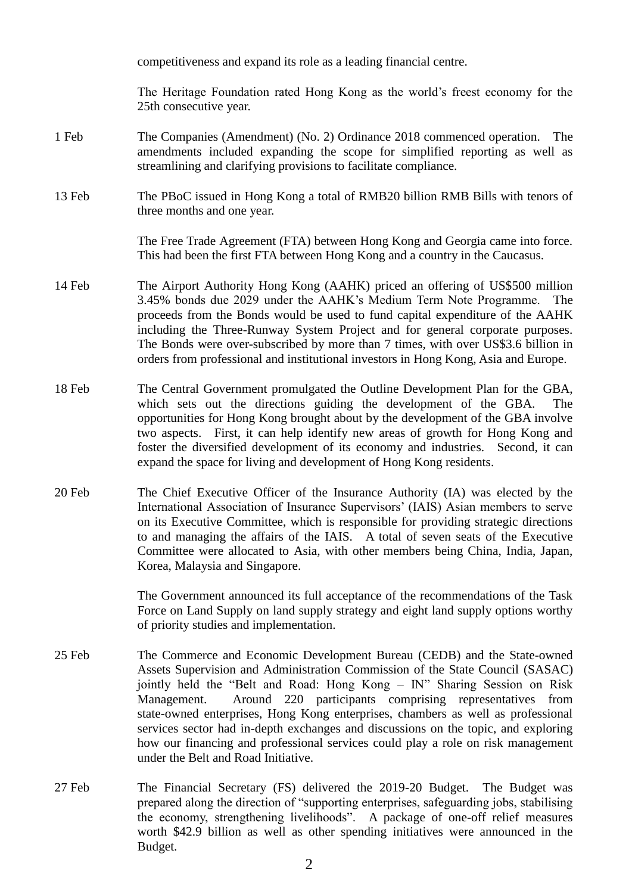competitiveness and expand its role as a leading financial centre.

The Heritage Foundation rated Hong Kong as the world's freest economy for the 25th consecutive year.

| | |
|---|---|
| 1 Feb | The Companies (Amendment) (No. 2) Ordinance 2018 commenced operation. The amendments included expanding the scope for simplified reporting as well as streamlining and clarifying provisions to facilitate compliance. |
| 13 Feb | The PBoC issued in Hong Kong a total of RMB20 billion RMB Bills with tenors of three months and one year. |
| | The Free Trade Agreement (FTA) between Hong Kong and Georgia came into force. This had been the first FTA between Hong Kong and a country in the Caucasus. |
| 14 Feb | The Airport Authority Hong Kong (AAHK) priced an offering of US$500 million 3.45% bonds due 2029 under the AAHK's Medium Term Note Programme. The proceeds from the Bonds would be used to fund capital expenditure of the AAHK including the Three-Runway System Project and for general corporate purposes. The Bonds were over-subscribed by more than 7 times, with over US$3.6 billion in orders from professional and institutional investors in Hong Kong, Asia and Europe. |
| 18 Feb | The Central Government promulgated the Outline Development Plan for the GBA, which sets out the directions guiding the development of the GBA. The opportunities for Hong Kong brought about by the development of the GBA involve two aspects. First, it can help identify new areas of growth for Hong Kong and foster the diversified development of its economy and industries. Second, it can expand the space for living and development of Hong Kong residents. |
| 20 Feb | The Chief Executive Officer of the Insurance Authority (IA) was elected by the International Association of Insurance Supervisors' (IAIS) Asian members to serve on its Executive Committee, which is responsible for providing strategic directions to and managing the affairs of the IAIS. A total of seven seats of the Executive Committee were allocated to Asia, with other members being China, India, Japan, Korea, Malaysia and Singapore. |
| | The Government announced its full acceptance of the recommendations of the Task Force on Land Supply on land supply strategy and eight land supply options worthy of priority studies and implementation. |
| 25 Feb | The Commerce and Economic Development Bureau (CEDB) and the State-owned Assets Supervision and Administration Commission of the State Council (SASAC) jointly held the "Belt and Road: Hong Kong – IN" Sharing Session on Risk Management. Around 220 participants comprising representatives from state-owned enterprises, Hong Kong enterprises, chambers as well as professional services sector had in-depth exchanges and discussions on the topic, and exploring how our financing and professional services could play a role on risk management under the Belt and Road Initiative. |
| 27 Feb | The Financial Secretary (FS) delivered the 2019-20 Budget. The Budget was prepared along the direction of "supporting enterprises, safeguarding jobs, stabilising the economy, strengthening livelihoods". A package of one-off relief measures worth $42.9 billion as well as other spending initiatives were announced in the Budget. |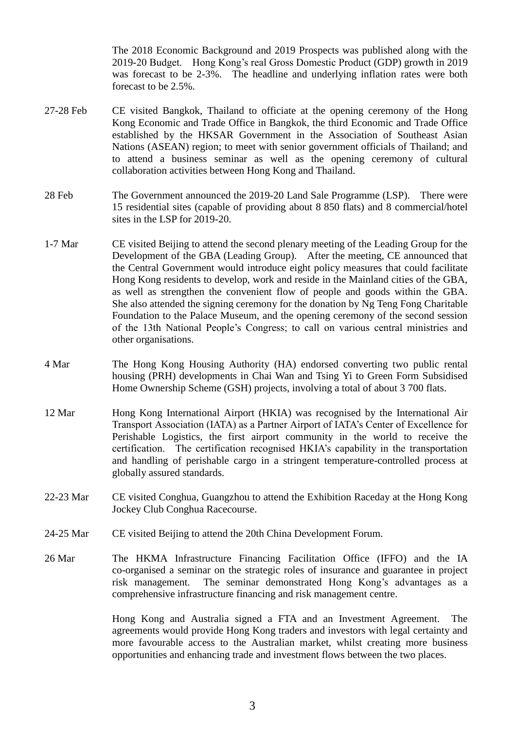The 2018 Economic Background and 2019 Prospects was published along with the 2019-20 Budget. Hong Kong's real Gross Domestic Product (GDP) growth in 2019 was forecast to be 2-3%. The headline and underlying inflation rates were both forecast to be 2.5%.

| | |
|---|---|
| 27-28 Feb | CE visited Bangkok, Thailand to officiate at the opening ceremony of the Hong Kong Economic and Trade Office in Bangkok, the third Economic and Trade Office established by the HKSAR Government in the Association of Southeast Asian Nations (ASEAN) region; to meet with senior government officials of Thailand; and to attend a business seminar as well as the opening ceremony of cultural collaboration activities between Hong Kong and Thailand. |
| 28 Feb | The Government announced the 2019-20 Land Sale Programme (LSP). There were 15 residential sites (capable of providing about 8 850 flats) and 8 commercial/hotel sites in the LSP for 2019-20. |
| 1-7 Mar | CE visited Beijing to attend the second plenary meeting of the Leading Group for the Development of the GBA (Leading Group). After the meeting, CE announced that the Central Government would introduce eight policy measures that could facilitate Hong Kong residents to develop, work and reside in the Mainland cities of the GBA, as well as strengthen the convenient flow of people and goods within the GBA. She also attended the signing ceremony for the donation by Ng Teng Fong Charitable Foundation to the Palace Museum, and the opening ceremony of the second session of the 13th National People's Congress; to call on various central ministries and other organisations. |
| 4 Mar | The Hong Kong Housing Authority (HA) endorsed converting two public rental housing (PRH) developments in Chai Wan and Tsing Yi to Green Form Subsidised Home Ownership Scheme (GSH) projects, involving a total of about 3 700 flats. |
| 12 Mar | Hong Kong International Airport (HKIA) was recognised by the International Air Transport Association (IATA) as a Partner Airport of IATA's Center of Excellence for Perishable Logistics, the first airport community in the world to receive the certification. The certification recognised HKIA's capability in the transportation and handling of perishable cargo in a stringent temperature-controlled process at globally assured standards. |
| 22-23 Mar | CE visited Conghua, Guangzhou to attend the Exhibition Raceday at the Hong Kong Jockey Club Conghua Racecourse. |
| 24-25 Mar | CE visited Beijing to attend the 20th China Development Forum. |
| 26 Mar | The HKMA Infrastructure Financing Facilitation Office (IFFO) and the IA co-organised a seminar on the strategic roles of insurance and guarantee in project risk management. The seminar demonstrated Hong Kong's advantages as a comprehensive infrastructure financing and risk management centre. |
| | Hong Kong and Australia signed a FTA and an Investment Agreement. The agreements would provide Hong Kong traders and investors with legal certainty and more favourable access to the Australian market, whilst creating more business opportunities and enhancing trade and investment flows between the two places. |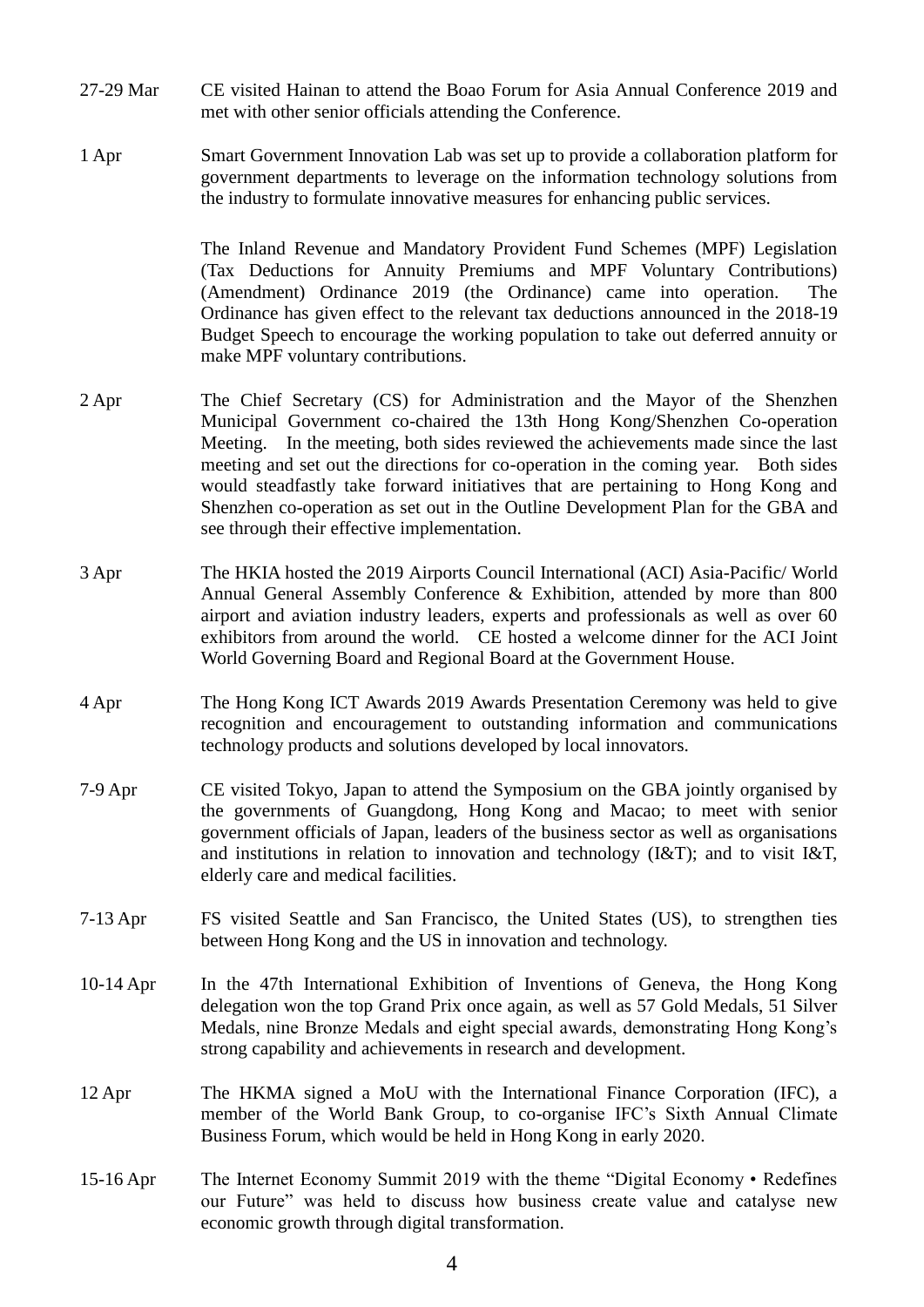| | |
|---|---|
| 27-29 Mar | CE visited Hainan to attend the Boao Forum for Asia Annual Conference 2019 and met with other senior officials attending the Conference. |
| 1 Apr | Smart Government Innovation Lab was set up to provide a collaboration platform for government departments to leverage on the information technology solutions from the industry to formulate innovative measures for enhancing public services. |
| | The Inland Revenue and Mandatory Provident Fund Schemes (MPF) Legislation (Tax Deductions for Annuity Premiums and MPF Voluntary Contributions) (Amendment) Ordinance 2019 (the Ordinance) came into operation. The Ordinance has given effect to the relevant tax deductions announced in the 2018-19 Budget Speech to encourage the working population to take out deferred annuity or make MPF voluntary contributions. |
| 2 Apr | The Chief Secretary (CS) for Administration and the Mayor of the Shenzhen Municipal Government co-chaired the 13th Hong Kong/Shenzhen Co-operation Meeting. In the meeting, both sides reviewed the achievements made since the last meeting and set out the directions for co-operation in the coming year. Both sides would steadfastly take forward initiatives that are pertaining to Hong Kong and Shenzhen co-operation as set out in the Outline Development Plan for the GBA and see through their effective implementation. |
| 3 Apr | The HKIA hosted the 2019 Airports Council International (ACI) Asia-Pacific/ World Annual General Assembly Conference & Exhibition, attended by more than 800 airport and aviation industry leaders, experts and professionals as well as over 60 exhibitors from around the world. CE hosted a welcome dinner for the ACI Joint World Governing Board and Regional Board at the Government House. |
| 4 Apr | The Hong Kong ICT Awards 2019 Awards Presentation Ceremony was held to give recognition and encouragement to outstanding information and communications technology products and solutions developed by local innovators. |
| 7-9 Apr | CE visited Tokyo, Japan to attend the Symposium on the GBA jointly organised by the governments of Guangdong, Hong Kong and Macao; to meet with senior government officials of Japan, leaders of the business sector as well as organisations and institutions in relation to innovation and technology (I&T); and to visit I&T, elderly care and medical facilities. |
| 7-13 Apr | FS visited Seattle and San Francisco, the United States (US), to strengthen ties between Hong Kong and the US in innovation and technology. |
| 10-14 Apr | In the 47th International Exhibition of Inventions of Geneva, the Hong Kong delegation won the top Grand Prix once again, as well as 57 Gold Medals, 51 Silver Medals, nine Bronze Medals and eight special awards, demonstrating Hong Kong's strong capability and achievements in research and development. |
| 12 Apr | The HKMA signed a MoU with the International Finance Corporation (IFC), a member of the World Bank Group, to co-organise IFC's Sixth Annual Climate Business Forum, which would be held in Hong Kong in early 2020. |
| 15-16 Apr | The Internet Economy Summit 2019 with the theme "Digital Economy • Redefines our Future" was held to discuss how business create value and catalyse new economic growth through digital transformation. |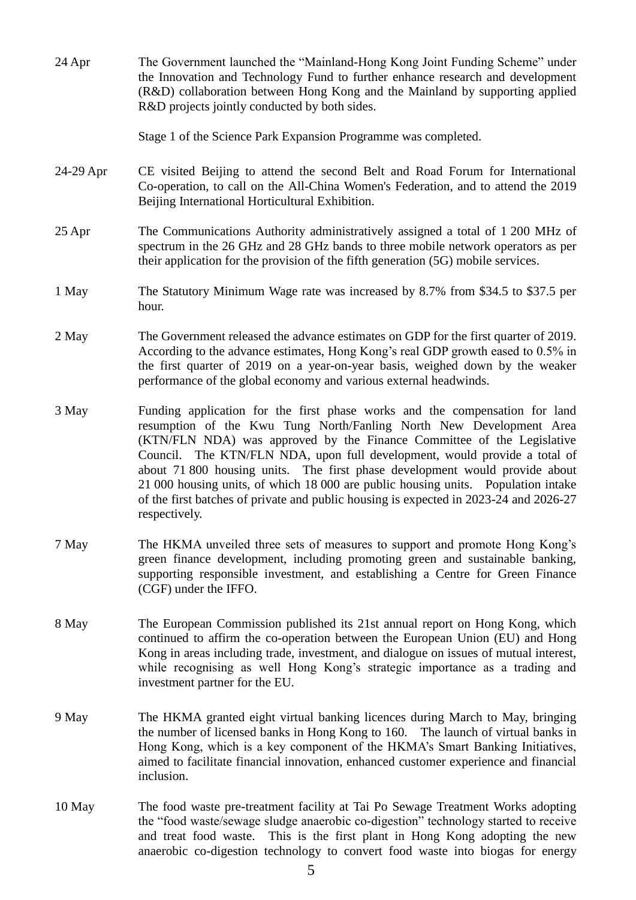| | |
|---|---|
| 24 Apr | The Government launched the "Mainland-Hong Kong Joint Funding Scheme" under the Innovation and Technology Fund to further enhance research and development (R&D) collaboration between Hong Kong and the Mainland by supporting applied R&D projects jointly conducted by both sides.<br><br>Stage 1 of the Science Park Expansion Programme was completed. |
| 24-29 Apr | CE visited Beijing to attend the second Belt and Road Forum for International Co-operation, to call on the All-China Women's Federation, and to attend the 2019 Beijing International Horticultural Exhibition. |
| 25 Apr | The Communications Authority administratively assigned a total of 1 200 MHz of spectrum in the 26 GHz and 28 GHz bands to three mobile network operators as per their application for the provision of the fifth generation (5G) mobile services. |
| 1 May | The Statutory Minimum Wage rate was increased by 8.7% from $34.5 to $37.5 per hour. |
| 2 May | The Government released the advance estimates on GDP for the first quarter of 2019. According to the advance estimates, Hong Kong's real GDP growth eased to 0.5% in the first quarter of 2019 on a year-on-year basis, weighed down by the weaker performance of the global economy and various external headwinds. |
| 3 May | Funding application for the first phase works and the compensation for land resumption of the Kwu Tung North/Fanling North New Development Area (KTN/FLN NDA) was approved by the Finance Committee of the Legislative Council. The KTN/FLN NDA, upon full development, would provide a total of about 71 800 housing units. The first phase development would provide about 21 000 housing units, of which 18 000 are public housing units. Population intake of the first batches of private and public housing is expected in 2023-24 and 2026-27 respectively. |
| 7 May | The HKMA unveiled three sets of measures to support and promote Hong Kong's green finance development, including promoting green and sustainable banking, supporting responsible investment, and establishing a Centre for Green Finance (CGF) under the IFFO. |
| 8 May | The European Commission published its 21st annual report on Hong Kong, which continued to affirm the co-operation between the European Union (EU) and Hong Kong in areas including trade, investment, and dialogue on issues of mutual interest, while recognising as well Hong Kong's strategic importance as a trading and investment partner for the EU. |
| 9 May | The HKMA granted eight virtual banking licences during March to May, bringing the number of licensed banks in Hong Kong to 160. The launch of virtual banks in Hong Kong, which is a key component of the HKMA's Smart Banking Initiatives, aimed to facilitate financial innovation, enhanced customer experience and financial inclusion. |
| 10 May | The food waste pre-treatment facility at Tai Po Sewage Treatment Works adopting the "food waste/sewage sludge anaerobic co-digestion" technology started to receive and treat food waste. This is the first plant in Hong Kong adopting the new anaerobic co-digestion technology to convert food waste into biogas for energy |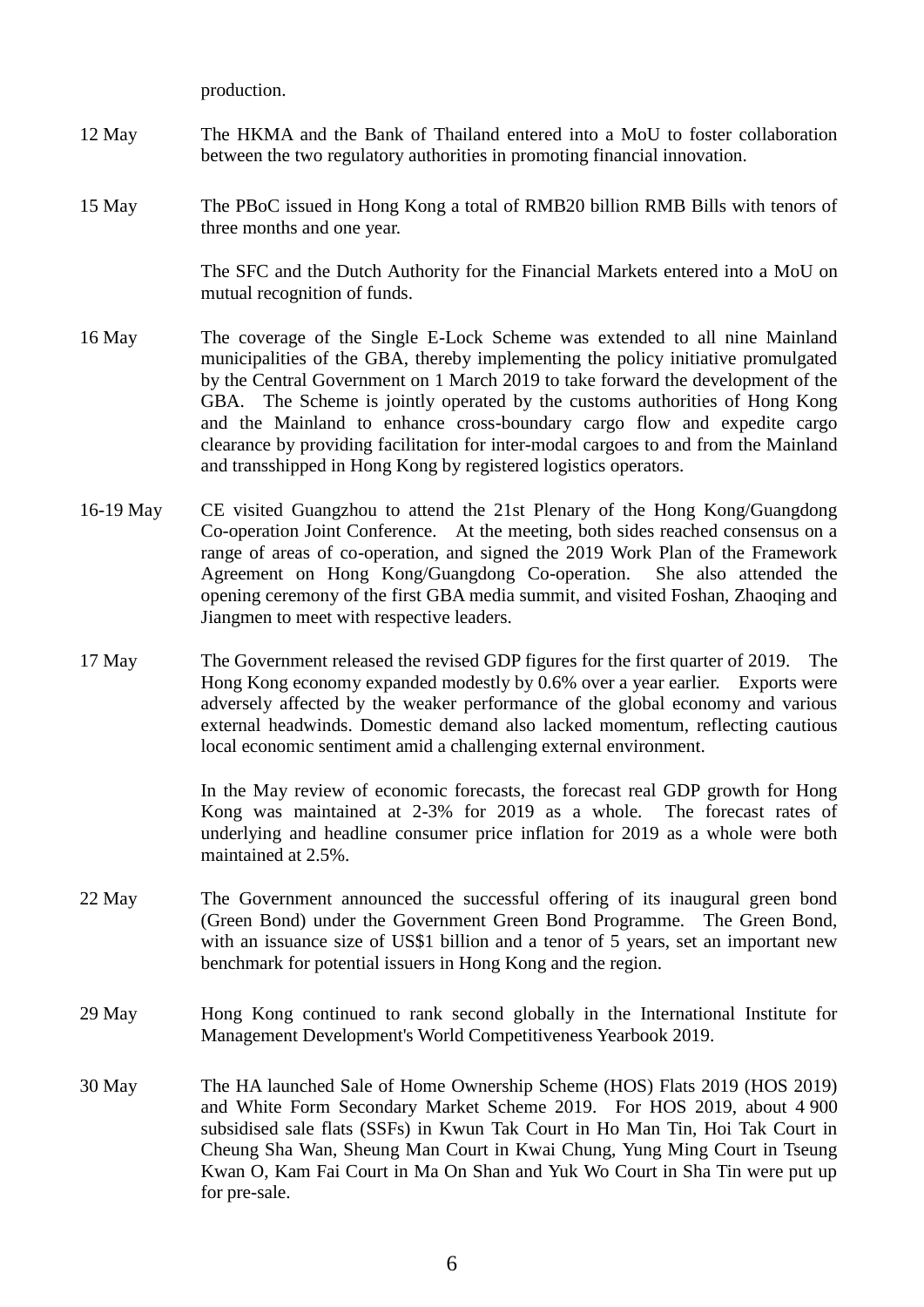production.

| | |
|---|---|
| 12 May | The HKMA and the Bank of Thailand entered into a MoU to foster collaboration between the two regulatory authorities in promoting financial innovation. |
| 15 May | The PBoC issued in Hong Kong a total of RMB20 billion RMB Bills with tenors of three months and one year. |
| | The SFC and the Dutch Authority for the Financial Markets entered into a MoU on mutual recognition of funds. |
| 16 May | The coverage of the Single E-Lock Scheme was extended to all nine Mainland municipalities of the GBA, thereby implementing the policy initiative promulgated by the Central Government on 1 March 2019 to take forward the development of the GBA. The Scheme is jointly operated by the customs authorities of Hong Kong and the Mainland to enhance cross-boundary cargo flow and expedite cargo clearance by providing facilitation for inter-modal cargoes to and from the Mainland and transshipped in Hong Kong by registered logistics operators. |
| 16-19 May | CE visited Guangzhou to attend the 21st Plenary of the Hong Kong/Guangdong Co-operation Joint Conference. At the meeting, both sides reached consensus on a range of areas of co-operation, and signed the 2019 Work Plan of the Framework Agreement on Hong Kong/Guangdong Co-operation. She also attended the opening ceremony of the first GBA media summit, and visited Foshan, Zhaoqing and Jiangmen to meet with respective leaders. |
| 17 May | The Government released the revised GDP figures for the first quarter of 2019. The Hong Kong economy expanded modestly by 0.6% over a year earlier. Exports were adversely affected by the weaker performance of the global economy and various external headwinds. Domestic demand also lacked momentum, reflecting cautious local economic sentiment amid a challenging external environment. |
| | In the May review of economic forecasts, the forecast real GDP growth for Hong Kong was maintained at 2-3% for 2019 as a whole. The forecast rates of underlying and headline consumer price inflation for 2019 as a whole were both maintained at 2.5%. |
| 22 May | The Government announced the successful offering of its inaugural green bond (Green Bond) under the Government Green Bond Programme. The Green Bond, with an issuance size of US$1 billion and a tenor of 5 years, set an important new benchmark for potential issuers in Hong Kong and the region. |
| 29 May | Hong Kong continued to rank second globally in the International Institute for Management Development's World Competitiveness Yearbook 2019. |
| 30 May | The HA launched Sale of Home Ownership Scheme (HOS) Flats 2019 (HOS 2019) and White Form Secondary Market Scheme 2019. For HOS 2019, about 4 900 subsidised sale flats (SSFs) in Kwun Tak Court in Ho Man Tin, Hoi Tak Court in Cheung Sha Wan, Sheung Man Court in Kwai Chung, Yung Ming Court in Tseung Kwan O, Kam Fai Court in Ma On Shan and Yuk Wo Court in Sha Tin were put up for pre-sale. |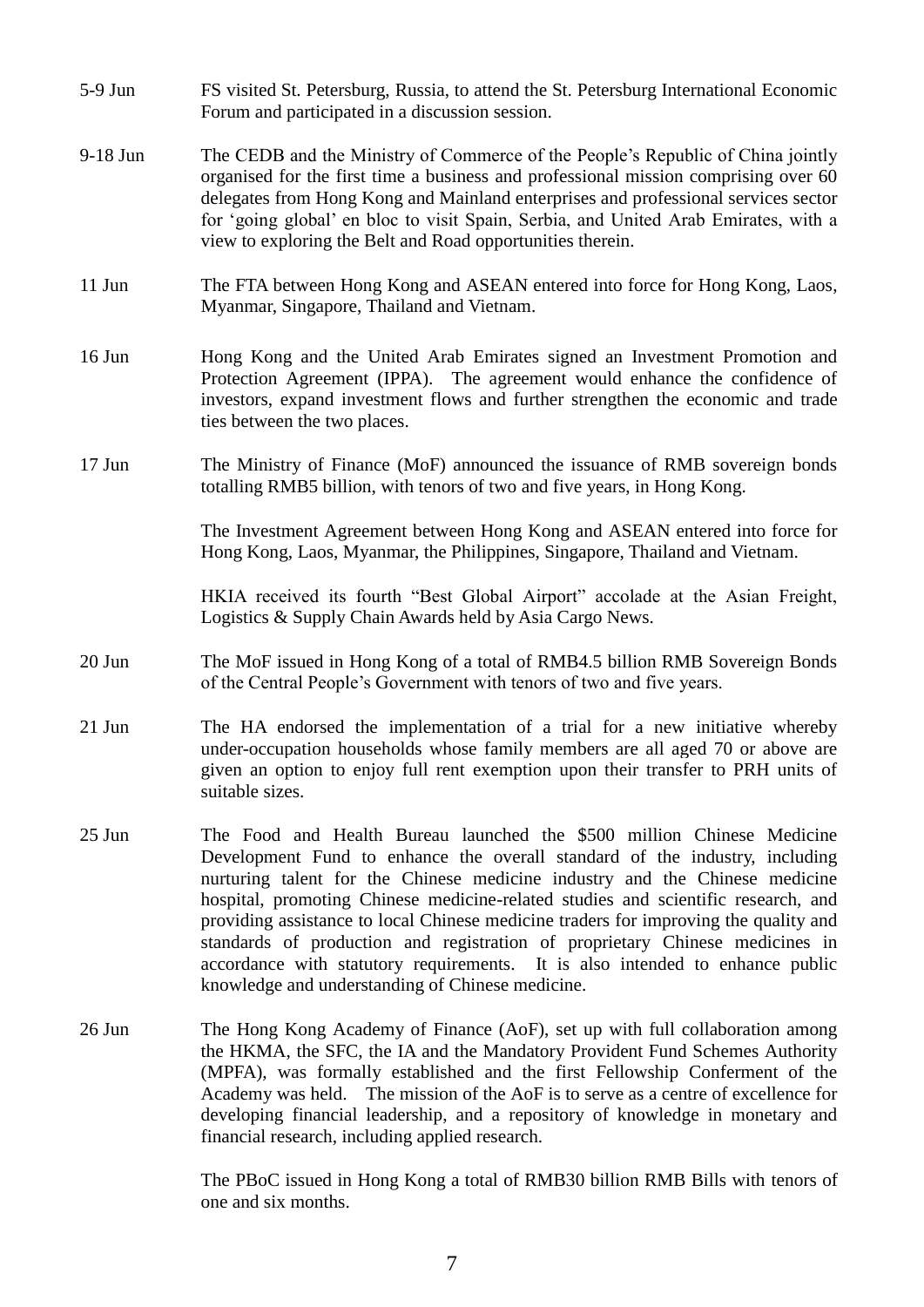5-9 Jun FS visited St. Petersburg, Russia, to attend the St. Petersburg International Economic Forum and participated in a discussion session.

9-18 Jun The CEDB and the Ministry of Commerce of the People's Republic of China jointly organised for the first time a business and professional mission comprising over 60 delegates from Hong Kong and Mainland enterprises and professional services sector for 'going global' en bloc to visit Spain, Serbia, and United Arab Emirates, with a view to exploring the Belt and Road opportunities therein.

11 Jun The FTA between Hong Kong and ASEAN entered into force for Hong Kong, Laos, Myanmar, Singapore, Thailand and Vietnam.

16 Jun Hong Kong and the United Arab Emirates signed an Investment Promotion and Protection Agreement (IPPA). The agreement would enhance the confidence of investors, expand investment flows and further strengthen the economic and trade ties between the two places.

17 Jun The Ministry of Finance (MoF) announced the issuance of RMB sovereign bonds totalling RMB5 billion, with tenors of two and five years, in Hong Kong.

The Investment Agreement between Hong Kong and ASEAN entered into force for Hong Kong, Laos, Myanmar, the Philippines, Singapore, Thailand and Vietnam.

HKIA received its fourth "Best Global Airport" accolade at the Asian Freight, Logistics & Supply Chain Awards held by Asia Cargo News.

20 Jun The MoF issued in Hong Kong of a total of RMB4.5 billion RMB Sovereign Bonds of the Central People's Government with tenors of two and five years.

21 Jun The HA endorsed the implementation of a trial for a new initiative whereby under-occupation households whose family members are all aged 70 or above are given an option to enjoy full rent exemption upon their transfer to PRH units of suitable sizes.

25 Jun The Food and Health Bureau launched the $500 million Chinese Medicine Development Fund to enhance the overall standard of the industry, including nurturing talent for the Chinese medicine industry and the Chinese medicine hospital, promoting Chinese medicine-related studies and scientific research, and providing assistance to local Chinese medicine traders for improving the quality and standards of production and registration of proprietary Chinese medicines in accordance with statutory requirements. It is also intended to enhance public knowledge and understanding of Chinese medicine.

26 Jun The Hong Kong Academy of Finance (AoF), set up with full collaboration among the HKMA, the SFC, the IA and the Mandatory Provident Fund Schemes Authority (MPFA), was formally established and the first Fellowship Conferment of the Academy was held. The mission of the AoF is to serve as a centre of excellence for developing financial leadership, and a repository of knowledge in monetary and financial research, including applied research.

The PBoC issued in Hong Kong a total of RMB30 billion RMB Bills with tenors of one and six months.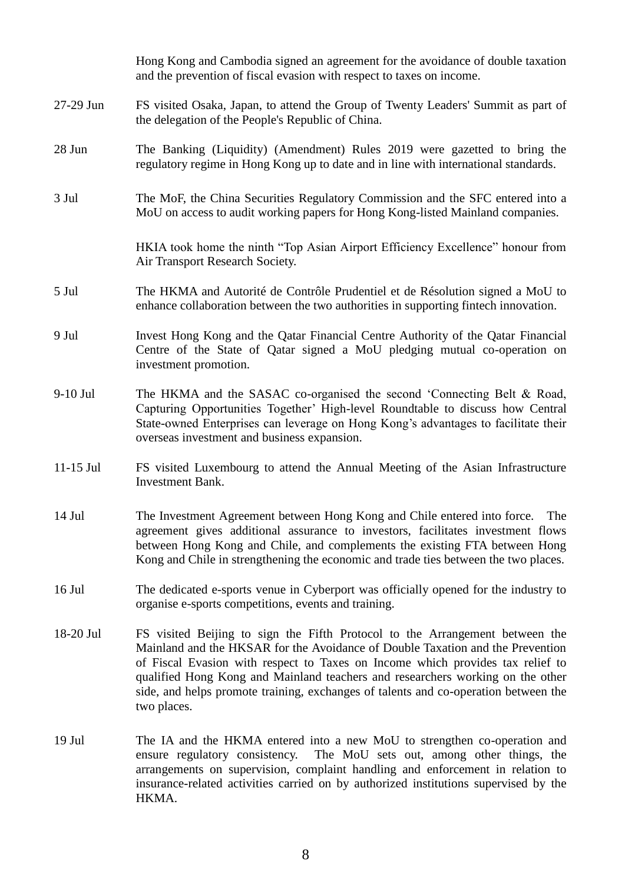| | |
|---|---|
| | Hong Kong and Cambodia signed an agreement for the avoidance of double taxation and the prevention of fiscal evasion with respect to taxes on income. |
| 27-29 Jun | FS visited Osaka, Japan, to attend the Group of Twenty Leaders' Summit as part of the delegation of the People's Republic of China. |
| 28 Jun | The Banking (Liquidity) (Amendment) Rules 2019 were gazetted to bring the regulatory regime in Hong Kong up to date and in line with international standards. |
| 3 Jul | The MoF, the China Securities Regulatory Commission and the SFC entered into a MoU on access to audit working papers for Hong Kong-listed Mainland companies. |
| | HKIA took home the ninth "Top Asian Airport Efficiency Excellence" honour from Air Transport Research Society. |
| 5 Jul | The HKMA and Autorité de Contrôle Prudentiel et de Résolution signed a MoU to enhance collaboration between the two authorities in supporting fintech innovation. |
| 9 Jul | Invest Hong Kong and the Qatar Financial Centre Authority of the Qatar Financial Centre of the State of Qatar signed a MoU pledging mutual co-operation on investment promotion. |
| 9-10 Jul | The HKMA and the SASAC co-organised the second 'Connecting Belt & Road, Capturing Opportunities Together' High-level Roundtable to discuss how Central State-owned Enterprises can leverage on Hong Kong's advantages to facilitate their overseas investment and business expansion. |
| 11-15 Jul | FS visited Luxembourg to attend the Annual Meeting of the Asian Infrastructure Investment Bank. |
| 14 Jul | The Investment Agreement between Hong Kong and Chile entered into force. The agreement gives additional assurance to investors, facilitates investment flows between Hong Kong and Chile, and complements the existing FTA between Hong Kong and Chile in strengthening the economic and trade ties between the two places. |
| 16 Jul | The dedicated e-sports venue in Cyberport was officially opened for the industry to organise e-sports competitions, events and training. |
| 18-20 Jul | FS visited Beijing to sign the Fifth Protocol to the Arrangement between the Mainland and the HKSAR for the Avoidance of Double Taxation and the Prevention of Fiscal Evasion with respect to Taxes on Income which provides tax relief to qualified Hong Kong and Mainland teachers and researchers working on the other side, and helps promote training, exchanges of talents and co-operation between the two places. |
| 19 Jul | The IA and the HKMA entered into a new MoU to strengthen co-operation and ensure regulatory consistency. The MoU sets out, among other things, the arrangements on supervision, complaint handling and enforcement in relation to insurance-related activities carried on by authorized institutions supervised by the HKMA. |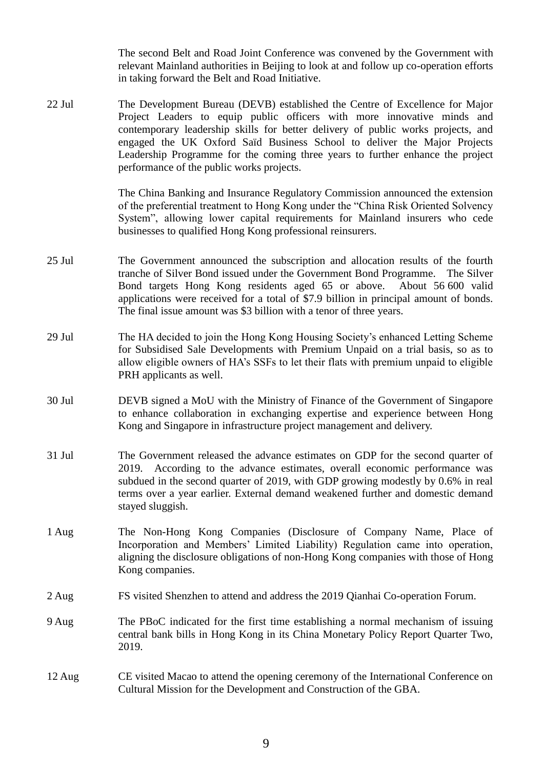| | |
|---|---|
| | The second Belt and Road Joint Conference was convened by the Government with relevant Mainland authorities in Beijing to look at and follow up co-operation efforts in taking forward the Belt and Road Initiative. |
| 22 Jul | The Development Bureau (DEVB) established the Centre of Excellence for Major Project Leaders to equip public officers with more innovative minds and contemporary leadership skills for better delivery of public works projects, and engaged the UK Oxford Saïd Business School to deliver the Major Projects Leadership Programme for the coming three years to further enhance the project performance of the public works projects. |
| | The China Banking and Insurance Regulatory Commission announced the extension of the preferential treatment to Hong Kong under the "China Risk Oriented Solvency System", allowing lower capital requirements for Mainland insurers who cede businesses to qualified Hong Kong professional reinsurers. |
| 25 Jul | The Government announced the subscription and allocation results of the fourth tranche of Silver Bond issued under the Government Bond Programme. The Silver Bond targets Hong Kong residents aged 65 or above. About 56 600 valid applications were received for a total of $7.9 billion in principal amount of bonds. The final issue amount was $3 billion with a tenor of three years. |
| 29 Jul | The HA decided to join the Hong Kong Housing Society's enhanced Letting Scheme for Subsidised Sale Developments with Premium Unpaid on a trial basis, so as to allow eligible owners of HA's SSFs to let their flats with premium unpaid to eligible PRH applicants as well. |
| 30 Jul | DEVB signed a MoU with the Ministry of Finance of the Government of Singapore to enhance collaboration in exchanging expertise and experience between Hong Kong and Singapore in infrastructure project management and delivery. |
| 31 Jul | The Government released the advance estimates on GDP for the second quarter of 2019. According to the advance estimates, overall economic performance was subdued in the second quarter of 2019, with GDP growing modestly by 0.6% in real terms over a year earlier. External demand weakened further and domestic demand stayed sluggish. |
| 1 Aug | The Non-Hong Kong Companies (Disclosure of Company Name, Place of Incorporation and Members' Limited Liability) Regulation came into operation, aligning the disclosure obligations of non-Hong Kong companies with those of Hong Kong companies. |
| 2 Aug | FS visited Shenzhen to attend and address the 2019 Qianhai Co-operation Forum. |
| 9 Aug | The PBoC indicated for the first time establishing a normal mechanism of issuing central bank bills in Hong Kong in its China Monetary Policy Report Quarter Two, 2019. |
| 12 Aug | CE visited Macao to attend the opening ceremony of the International Conference on Cultural Mission for the Development and Construction of the GBA. |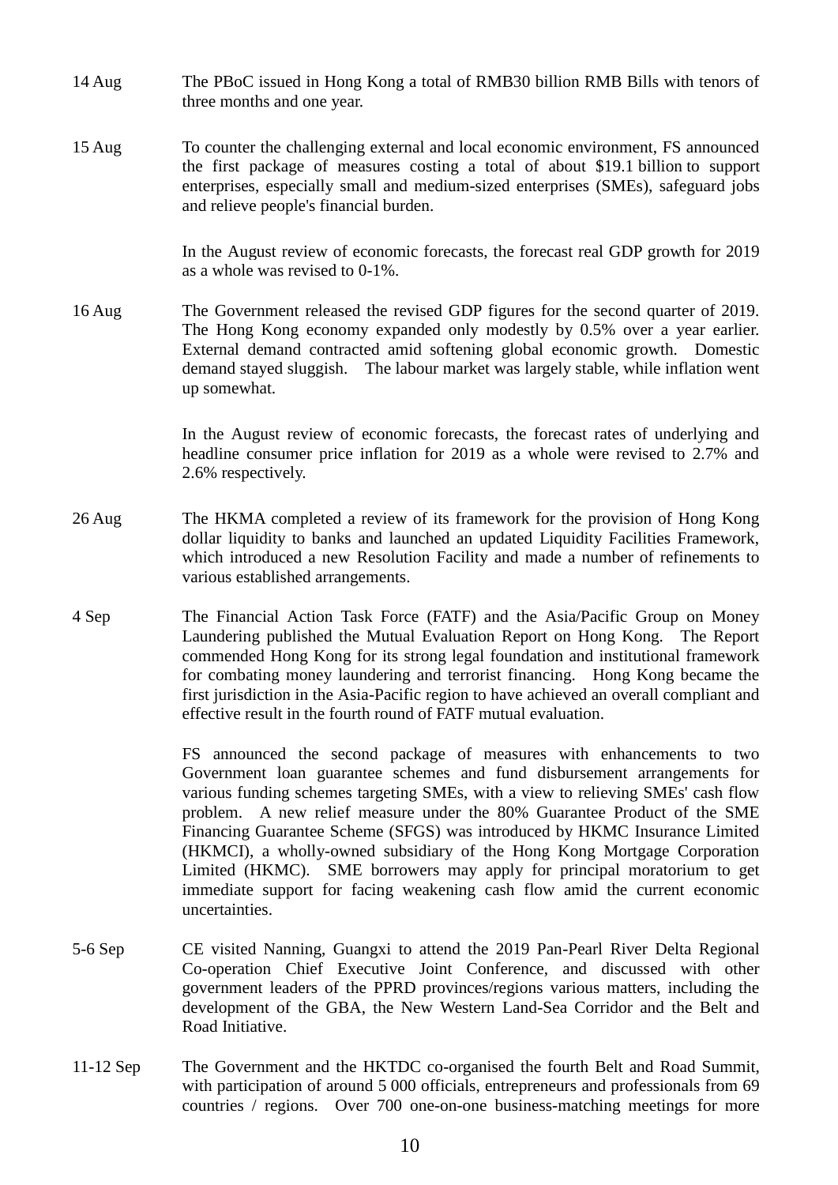| | |
|---|---|
| 14 Aug | The PBoC issued in Hong Kong a total of RMB30 billion RMB Bills with tenors of three months and one year. |
| 15 Aug | To counter the challenging external and local economic environment, FS announced the first package of measures costing a total of about $19.1 billion to support enterprises, especially small and medium-sized enterprises (SMEs), safeguard jobs and relieve people's financial burden. |
| | In the August review of economic forecasts, the forecast real GDP growth for 2019 as a whole was revised to 0-1%. |
| 16 Aug | The Government released the revised GDP figures for the second quarter of 2019. The Hong Kong economy expanded only modestly by 0.5% over a year earlier. External demand contracted amid softening global economic growth. Domestic demand stayed sluggish. The labour market was largely stable, while inflation went up somewhat. |
| | In the August review of economic forecasts, the forecast rates of underlying and headline consumer price inflation for 2019 as a whole were revised to 2.7% and 2.6% respectively. |
| 26 Aug | The HKMA completed a review of its framework for the provision of Hong Kong dollar liquidity to banks and launched an updated Liquidity Facilities Framework, which introduced a new Resolution Facility and made a number of refinements to various established arrangements. |
| 4 Sep | The Financial Action Task Force (FATF) and the Asia/Pacific Group on Money Laundering published the Mutual Evaluation Report on Hong Kong. The Report commended Hong Kong for its strong legal foundation and institutional framework for combating money laundering and terrorist financing. Hong Kong became the first jurisdiction in the Asia-Pacific region to have achieved an overall compliant and effective result in the fourth round of FATF mutual evaluation. |
| | FS announced the second package of measures with enhancements to two Government loan guarantee schemes and fund disbursement arrangements for various funding schemes targeting SMEs, with a view to relieving SMEs' cash flow problem. A new relief measure under the 80% Guarantee Product of the SME Financing Guarantee Scheme (SFGS) was introduced by HKMC Insurance Limited (HKMCI), a wholly-owned subsidiary of the Hong Kong Mortgage Corporation Limited (HKMC). SME borrowers may apply for principal moratorium to get immediate support for facing weakening cash flow amid the current economic uncertainties. |
| 5-6 Sep | CE visited Nanning, Guangxi to attend the 2019 Pan-Pearl River Delta Regional Co-operation Chief Executive Joint Conference, and discussed with other government leaders of the PPRD provinces/regions various matters, including the development of the GBA, the New Western Land-Sea Corridor and the Belt and Road Initiative. |
| 11-12 Sep | The Government and the HKTDC co-organised the fourth Belt and Road Summit, with participation of around 5 000 officials, entrepreneurs and professionals from 69 countries / regions. Over 700 one-on-one business-matching meetings for more |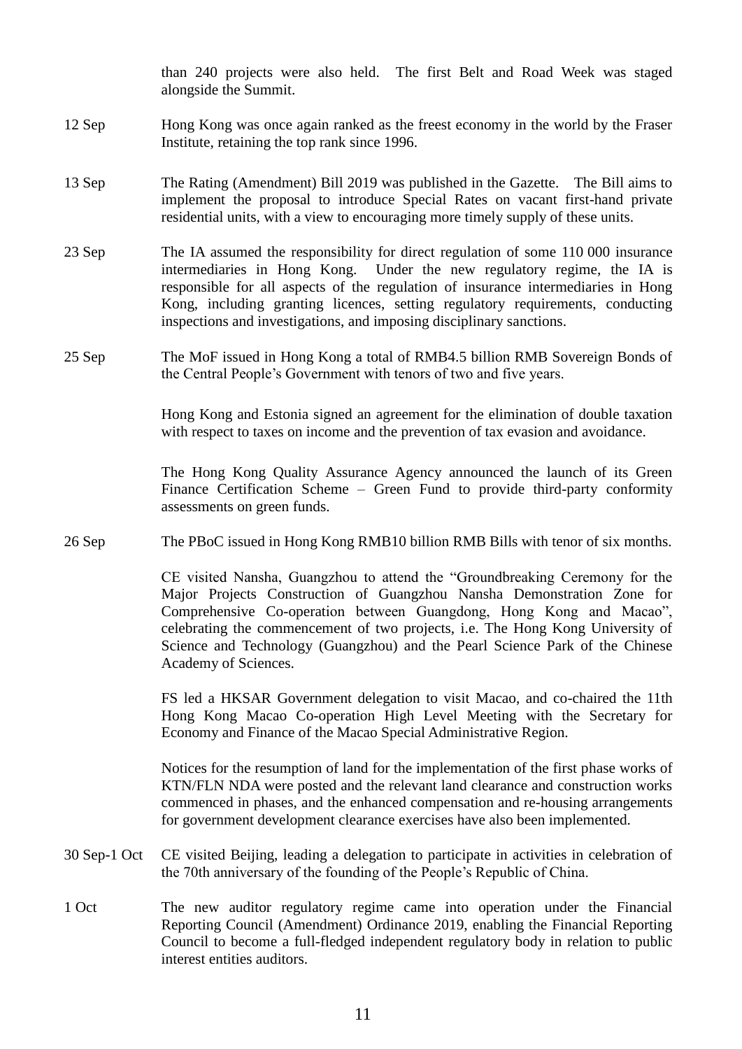than 240 projects were also held. The first Belt and Road Week was staged alongside the Summit.

| | |
|---|---|
| 12 Sep | Hong Kong was once again ranked as the freest economy in the world by the Fraser Institute, retaining the top rank since 1996. |
| 13 Sep | The Rating (Amendment) Bill 2019 was published in the Gazette. The Bill aims to implement the proposal to introduce Special Rates on vacant first-hand private residential units, with a view to encouraging more timely supply of these units. |
| 23 Sep | The IA assumed the responsibility for direct regulation of some 110 000 insurance intermediaries in Hong Kong. Under the new regulatory regime, the IA is responsible for all aspects of the regulation of insurance intermediaries in Hong Kong, including granting licences, setting regulatory requirements, conducting inspections and investigations, and imposing disciplinary sanctions. |
| 25 Sep | The MoF issued in Hong Kong a total of RMB4.5 billion RMB Sovereign Bonds of the Central People's Government with tenors of two and five years. |
| | Hong Kong and Estonia signed an agreement for the elimination of double taxation with respect to taxes on income and the prevention of tax evasion and avoidance. |
| | The Hong Kong Quality Assurance Agency announced the launch of its Green Finance Certification Scheme – Green Fund to provide third-party conformity assessments on green funds. |
| 26 Sep | The PBoC issued in Hong Kong RMB10 billion RMB Bills with tenor of six months. |
| | CE visited Nansha, Guangzhou to attend the "Groundbreaking Ceremony for the Major Projects Construction of Guangzhou Nansha Demonstration Zone for Comprehensive Co-operation between Guangdong, Hong Kong and Macao", celebrating the commencement of two projects, i.e. The Hong Kong University of Science and Technology (Guangzhou) and the Pearl Science Park of the Chinese Academy of Sciences. |
| | FS led a HKSAR Government delegation to visit Macao, and co-chaired the 11th Hong Kong Macao Co-operation High Level Meeting with the Secretary for Economy and Finance of the Macao Special Administrative Region. |
| | Notices for the resumption of land for the implementation of the first phase works of KTN/FLN NDA were posted and the relevant land clearance and construction works commenced in phases, and the enhanced compensation and re-housing arrangements for government development clearance exercises have also been implemented. |
| 30 Sep-1 Oct | CE visited Beijing, leading a delegation to participate in activities in celebration of the 70th anniversary of the founding of the People's Republic of China. |
| 1 Oct | The new auditor regulatory regime came into operation under the Financial Reporting Council (Amendment) Ordinance 2019, enabling the Financial Reporting Council to become a full-fledged independent regulatory body in relation to public interest entities auditors. |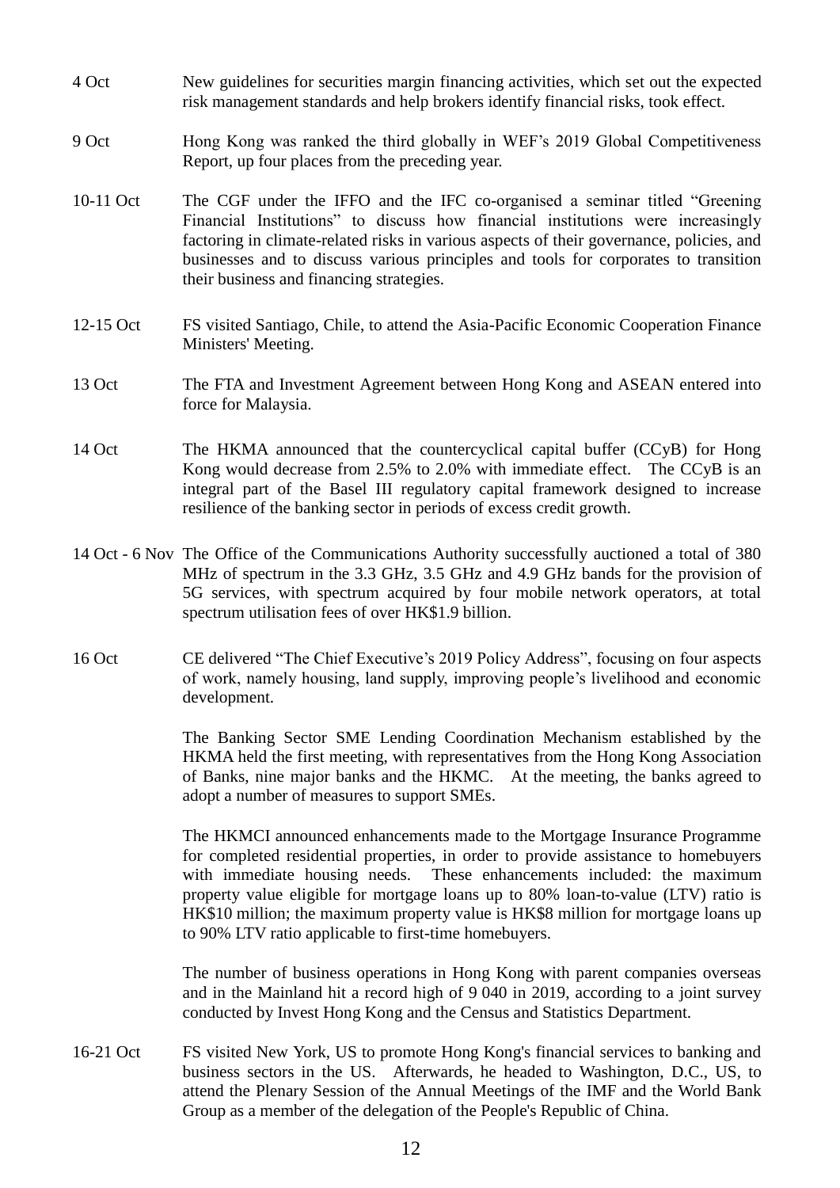| | |
|---|---|
| 4 Oct | New guidelines for securities margin financing activities, which set out the expected risk management standards and help brokers identify financial risks, took effect. |
| 9 Oct | Hong Kong was ranked the third globally in WEF's 2019 Global Competitiveness Report, up four places from the preceding year. |
| 10-11 Oct | The CGF under the IFFO and the IFC co-organised a seminar titled "Greening Financial Institutions" to discuss how financial institutions were increasingly factoring in climate-related risks in various aspects of their governance, policies, and businesses and to discuss various principles and tools for corporates to transition their business and financing strategies. |
| 12-15 Oct | FS visited Santiago, Chile, to attend the Asia-Pacific Economic Cooperation Finance Ministers' Meeting. |
| 13 Oct | The FTA and Investment Agreement between Hong Kong and ASEAN entered into force for Malaysia. |
| 14 Oct | The HKMA announced that the countercyclical capital buffer (CCyB) for Hong Kong would decrease from 2.5% to 2.0% with immediate effect. The CCyB is an integral part of the Basel III regulatory capital framework designed to increase resilience of the banking sector in periods of excess credit growth. |
| 14 Oct - 6 Nov | The Office of the Communications Authority successfully auctioned a total of 380 MHz of spectrum in the 3.3 GHz, 3.5 GHz and 4.9 GHz bands for the provision of 5G services, with spectrum acquired by four mobile network operators, at total spectrum utilisation fees of over HK$1.9 billion. |
| 16 Oct | CE delivered "The Chief Executive's 2019 Policy Address", focusing on four aspects of work, namely housing, land supply, improving people's livelihood and economic development. |
| | The Banking Sector SME Lending Coordination Mechanism established by the HKMA held the first meeting, with representatives from the Hong Kong Association of Banks, nine major banks and the HKMC. At the meeting, the banks agreed to adopt a number of measures to support SMEs. |
| | The HKMCI announced enhancements made to the Mortgage Insurance Programme for completed residential properties, in order to provide assistance to homebuyers with immediate housing needs. These enhancements included: the maximum property value eligible for mortgage loans up to 80% loan-to-value (LTV) ratio is HK$10 million; the maximum property value is HK$8 million for mortgage loans up to 90% LTV ratio applicable to first-time homebuyers. |
| | The number of business operations in Hong Kong with parent companies overseas and in the Mainland hit a record high of 9 040 in 2019, according to a joint survey conducted by Invest Hong Kong and the Census and Statistics Department. |
| 16-21 Oct | FS visited New York, US to promote Hong Kong's financial services to banking and business sectors in the US. Afterwards, he headed to Washington, D.C., US, to attend the Plenary Session of the Annual Meetings of the IMF and the World Bank Group as a member of the delegation of the People's Republic of China. |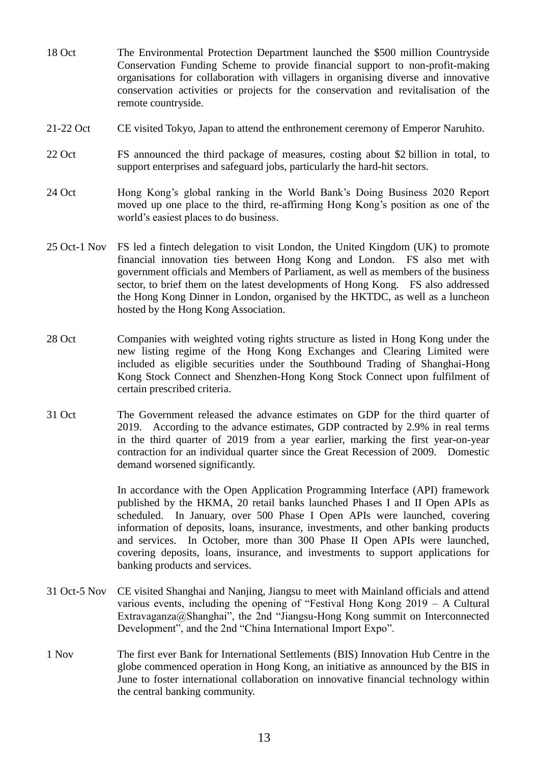| | |
|---|---|
| 18 Oct | The Environmental Protection Department launched the $500 million Countryside Conservation Funding Scheme to provide financial support to non-profit-making organisations for collaboration with villagers in organising diverse and innovative conservation activities or projects for the conservation and revitalisation of the remote countryside. |
| 21-22 Oct | CE visited Tokyo, Japan to attend the enthronement ceremony of Emperor Naruhito. |
| 22 Oct | FS announced the third package of measures, costing about $2 billion in total, to support enterprises and safeguard jobs, particularly the hard-hit sectors. |
| 24 Oct | Hong Kong's global ranking in the World Bank's Doing Business 2020 Report moved up one place to the third, re-affirming Hong Kong's position as one of the world's easiest places to do business. |
| 25 Oct-1 Nov | FS led a fintech delegation to visit London, the United Kingdom (UK) to promote financial innovation ties between Hong Kong and London. FS also met with government officials and Members of Parliament, as well as members of the business sector, to brief them on the latest developments of Hong Kong. FS also addressed the Hong Kong Dinner in London, organised by the HKTDC, as well as a luncheon hosted by the Hong Kong Association. |
| 28 Oct | Companies with weighted voting rights structure as listed in Hong Kong under the new listing regime of the Hong Kong Exchanges and Clearing Limited were included as eligible securities under the Southbound Trading of Shanghai-Hong Kong Stock Connect and Shenzhen-Hong Kong Stock Connect upon fulfilment of certain prescribed criteria. |
| 31 Oct | The Government released the advance estimates on GDP for the third quarter of 2019. According to the advance estimates, GDP contracted by 2.9% in real terms in the third quarter of 2019 from a year earlier, marking the first year-on-year contraction for an individual quarter since the Great Recession of 2009. Domestic demand worsened significantly.<br><br>In accordance with the Open Application Programming Interface (API) framework published by the HKMA, 20 retail banks launched Phases I and II Open APIs as scheduled. In January, over 500 Phase I Open APIs were launched, covering information of deposits, loans, insurance, investments, and other banking products and services. In October, more than 300 Phase II Open APIs were launched, covering deposits, loans, insurance, and investments to support applications for banking products and services. |
| 31 Oct-5 Nov | CE visited Shanghai and Nanjing, Jiangsu to meet with Mainland officials and attend various events, including the opening of "Festival Hong Kong 2019 – A Cultural Extravaganza@Shanghai", the 2nd "Jiangsu-Hong Kong summit on Interconnected Development", and the 2nd "China International Import Expo". |
| 1 Nov | The first ever Bank for International Settlements (BIS) Innovation Hub Centre in the globe commenced operation in Hong Kong, an initiative as announced by the BIS in June to foster international collaboration on innovative financial technology within the central banking community. |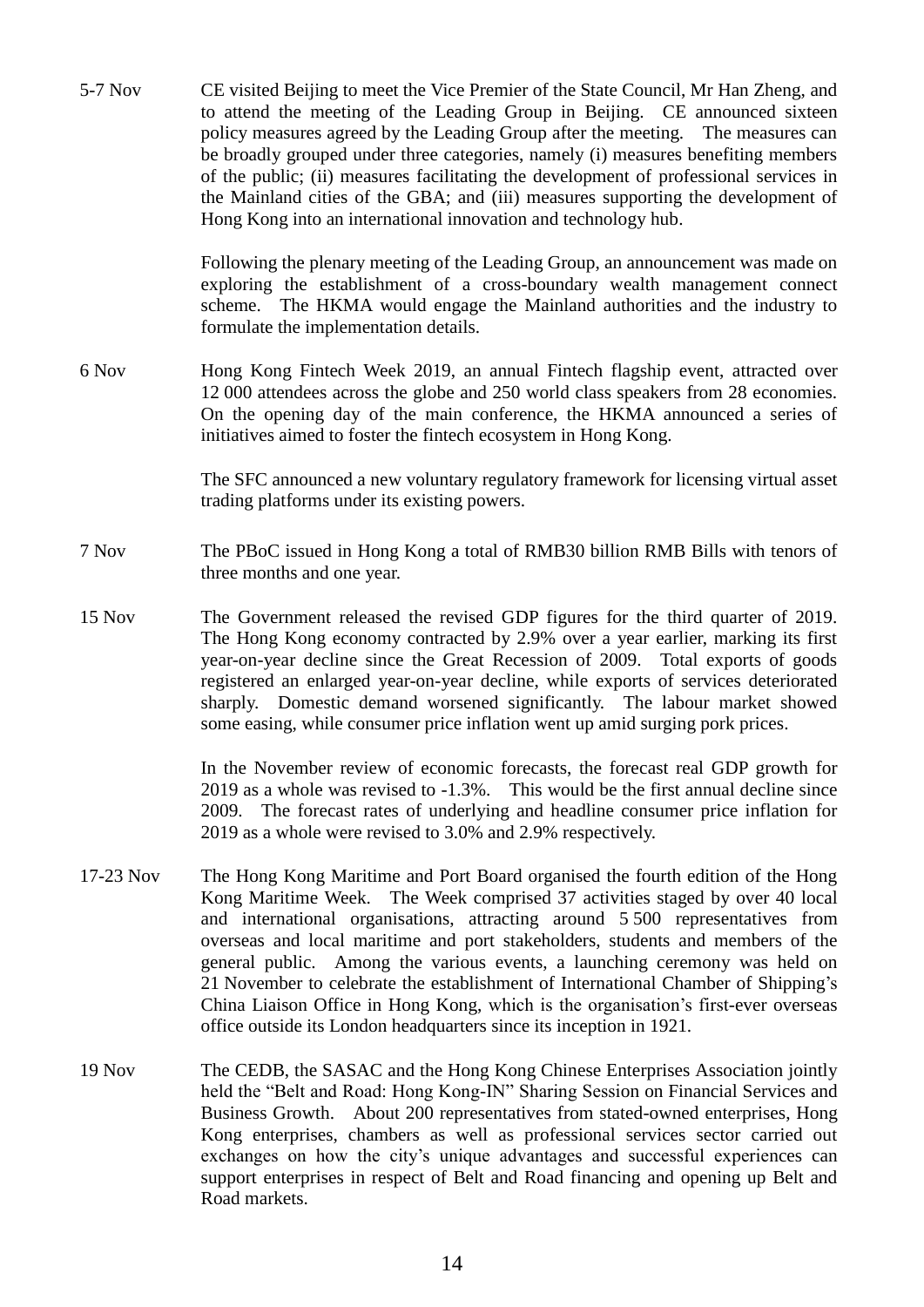| | |
|---|---|
| 5-7 Nov | CE visited Beijing to meet the Vice Premier of the State Council, Mr Han Zheng, and to attend the meeting of the Leading Group in Beijing. CE announced sixteen policy measures agreed by the Leading Group after the meeting. The measures can be broadly grouped under three categories, namely (i) measures benefiting members of the public; (ii) measures facilitating the development of professional services in the Mainland cities of the GBA; and (iii) measures supporting the development of Hong Kong into an international innovation and technology hub.<br><br>Following the plenary meeting of the Leading Group, an announcement was made on exploring the establishment of a cross-boundary wealth management connect scheme. The HKMA would engage the Mainland authorities and the industry to formulate the implementation details. |
| 6 Nov | Hong Kong Fintech Week 2019, an annual Fintech flagship event, attracted over 12 000 attendees across the globe and 250 world class speakers from 28 economies. On the opening day of the main conference, the HKMA announced a series of initiatives aimed to foster the fintech ecosystem in Hong Kong.<br><br>The SFC announced a new voluntary regulatory framework for licensing virtual asset trading platforms under its existing powers. |
| 7 Nov | The PBoC issued in Hong Kong a total of RMB30 billion RMB Bills with tenors of three months and one year. |
| 15 Nov | The Government released the revised GDP figures for the third quarter of 2019. The Hong Kong economy contracted by 2.9% over a year earlier, marking its first year-on-year decline since the Great Recession of 2009. Total exports of goods registered an enlarged year-on-year decline, while exports of services deteriorated sharply. Domestic demand worsened significantly. The labour market showed some easing, while consumer price inflation went up amid surging pork prices.<br><br>In the November review of economic forecasts, the forecast real GDP growth for 2019 as a whole was revised to -1.3%. This would be the first annual decline since 2009. The forecast rates of underlying and headline consumer price inflation for 2019 as a whole were revised to 3.0% and 2.9% respectively. |
| 17-23 Nov | The Hong Kong Maritime and Port Board organised the fourth edition of the Hong Kong Maritime Week. The Week comprised 37 activities staged by over 40 local and international organisations, attracting around 5 500 representatives from overseas and local maritime and port stakeholders, students and members of the general public. Among the various events, a launching ceremony was held on 21 November to celebrate the establishment of International Chamber of Shipping's China Liaison Office in Hong Kong, which is the organisation's first-ever overseas office outside its London headquarters since its inception in 1921. |
| 19 Nov | The CEDB, the SASAC and the Hong Kong Chinese Enterprises Association jointly held the "Belt and Road: Hong Kong-IN" Sharing Session on Financial Services and Business Growth. About 200 representatives from stated-owned enterprises, Hong Kong enterprises, chambers as well as professional services sector carried out exchanges on how the city's unique advantages and successful experiences can support enterprises in respect of Belt and Road financing and opening up Belt and Road markets. |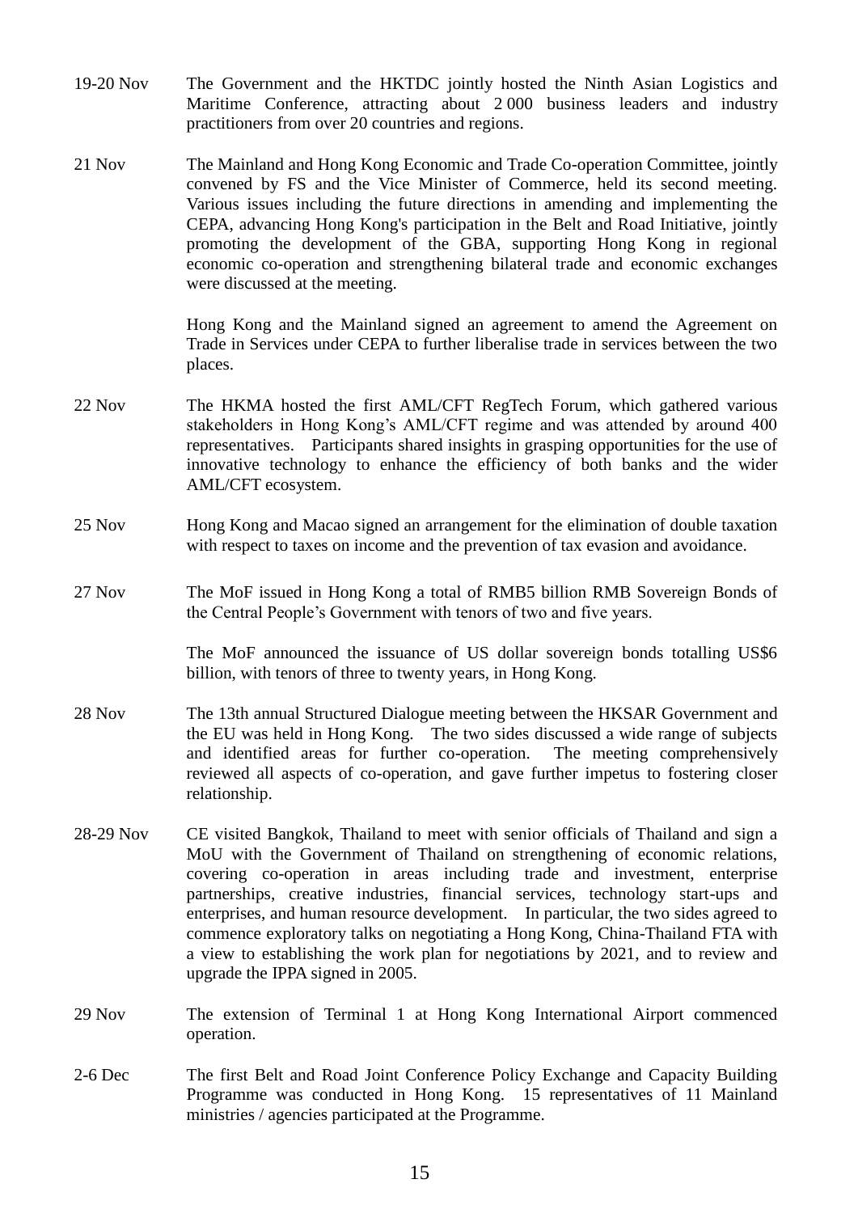| | |
|---|---|
| 19-20 Nov | The Government and the HKTDC jointly hosted the Ninth Asian Logistics and Maritime Conference, attracting about 2 000 business leaders and industry practitioners from over 20 countries and regions. |
| 21 Nov | The Mainland and Hong Kong Economic and Trade Co-operation Committee, jointly convened by FS and the Vice Minister of Commerce, held its second meeting. Various issues including the future directions in amending and implementing the CEPA, advancing Hong Kong's participation in the Belt and Road Initiative, jointly promoting the development of the GBA, supporting Hong Kong in regional economic co-operation and strengthening bilateral trade and economic exchanges were discussed at the meeting. |
| | Hong Kong and the Mainland signed an agreement to amend the Agreement on Trade in Services under CEPA to further liberalise trade in services between the two places. |
| 22 Nov | The HKMA hosted the first AML/CFT RegTech Forum, which gathered various stakeholders in Hong Kong's AML/CFT regime and was attended by around 400 representatives. Participants shared insights in grasping opportunities for the use of innovative technology to enhance the efficiency of both banks and the wider AML/CFT ecosystem. |
| 25 Nov | Hong Kong and Macao signed an arrangement for the elimination of double taxation with respect to taxes on income and the prevention of tax evasion and avoidance. |
| 27 Nov | The MoF issued in Hong Kong a total of RMB5 billion RMB Sovereign Bonds of the Central People's Government with tenors of two and five years. |
| | The MoF announced the issuance of US dollar sovereign bonds totalling US$6 billion, with tenors of three to twenty years, in Hong Kong. |
| 28 Nov | The 13th annual Structured Dialogue meeting between the HKSAR Government and the EU was held in Hong Kong. The two sides discussed a wide range of subjects and identified areas for further co-operation. The meeting comprehensively reviewed all aspects of co-operation, and gave further impetus to fostering closer relationship. |
| 28-29 Nov | CE visited Bangkok, Thailand to meet with senior officials of Thailand and sign a MoU with the Government of Thailand on strengthening of economic relations, covering co-operation in areas including trade and investment, enterprise partnerships, creative industries, financial services, technology start-ups and enterprises, and human resource development. In particular, the two sides agreed to commence exploratory talks on negotiating a Hong Kong, China-Thailand FTA with a view to establishing the work plan for negotiations by 2021, and to review and upgrade the IPPA signed in 2005. |
| 29 Nov | The extension of Terminal 1 at Hong Kong International Airport commenced operation. |
| 2-6 Dec | The first Belt and Road Joint Conference Policy Exchange and Capacity Building Programme was conducted in Hong Kong. 15 representatives of 11 Mainland ministries / agencies participated at the Programme. |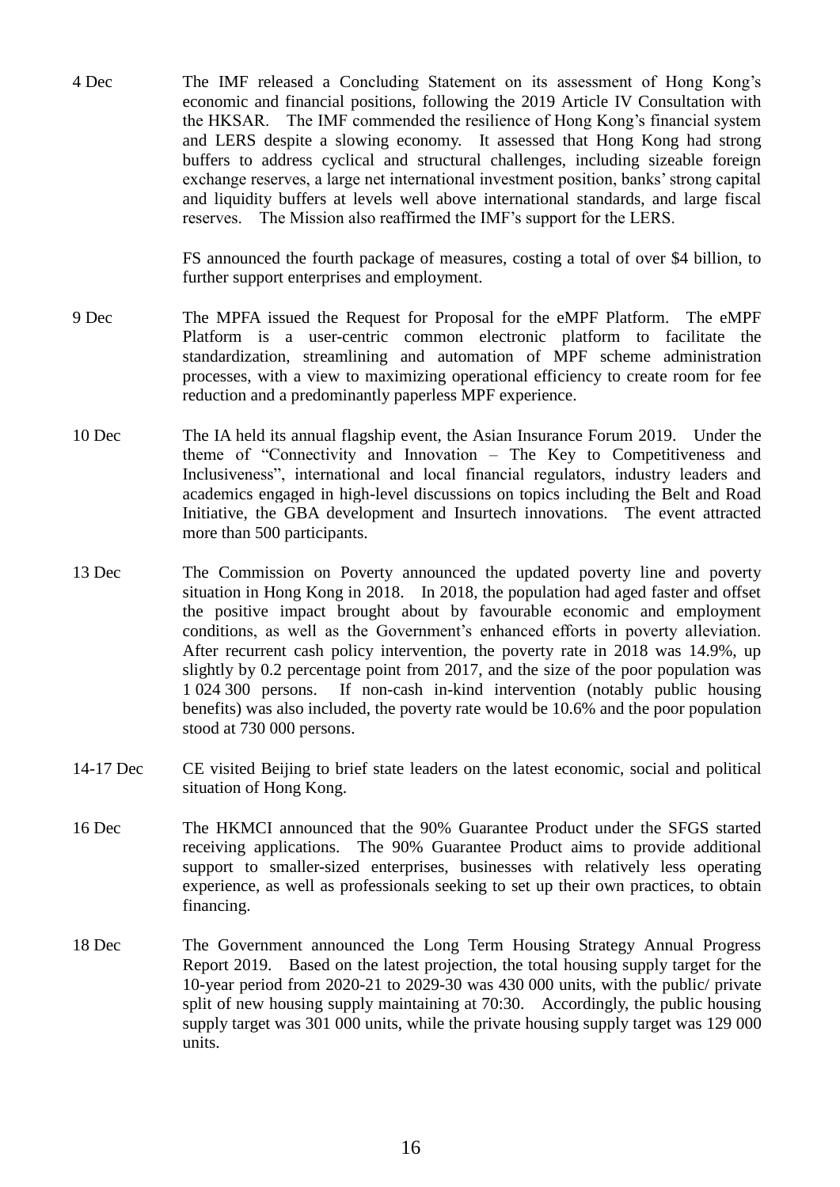4 Dec The IMF released a Concluding Statement on its assessment of Hong Kong's economic and financial positions, following the 2019 Article IV Consultation with the HKSAR. The IMF commended the resilience of Hong Kong's financial system and LERS despite a slowing economy. It assessed that Hong Kong had strong buffers to address cyclical and structural challenges, including sizeable foreign exchange reserves, a large net international investment position, banks' strong capital and liquidity buffers at levels well above international standards, and large fiscal reserves. The Mission also reaffirmed the IMF's support for the LERS.

FS announced the fourth package of measures, costing a total of over $4 billion, to further support enterprises and employment.

9 Dec The MPFA issued the Request for Proposal for the eMPF Platform. The eMPF Platform is a user-centric common electronic platform to facilitate the standardization, streamlining and automation of MPF scheme administration processes, with a view to maximizing operational efficiency to create room for fee reduction and a predominantly paperless MPF experience.

10 Dec The IA held its annual flagship event, the Asian Insurance Forum 2019. Under the theme of "Connectivity and Innovation – The Key to Competitiveness and Inclusiveness", international and local financial regulators, industry leaders and academics engaged in high-level discussions on topics including the Belt and Road Initiative, the GBA development and Insurtech innovations. The event attracted more than 500 participants.

13 Dec The Commission on Poverty announced the updated poverty line and poverty situation in Hong Kong in 2018. In 2018, the population had aged faster and offset the positive impact brought about by favourable economic and employment conditions, as well as the Government's enhanced efforts in poverty alleviation. After recurrent cash policy intervention, the poverty rate in 2018 was 14.9%, up slightly by 0.2 percentage point from 2017, and the size of the poor population was 1 024 300 persons. If non-cash in-kind intervention (notably public housing benefits) was also included, the poverty rate would be 10.6% and the poor population stood at 730 000 persons.

14-17 Dec CE visited Beijing to brief state leaders on the latest economic, social and political situation of Hong Kong.

16 Dec The HKMCI announced that the 90% Guarantee Product under the SFGS started receiving applications. The 90% Guarantee Product aims to provide additional support to smaller-sized enterprises, businesses with relatively less operating experience, as well as professionals seeking to set up their own practices, to obtain financing.

18 Dec The Government announced the Long Term Housing Strategy Annual Progress Report 2019. Based on the latest projection, the total housing supply target for the 10-year period from 2020-21 to 2029-30 was 430 000 units, with the public/ private split of new housing supply maintaining at 70:30. Accordingly, the public housing supply target was 301 000 units, while the private housing supply target was 129 000 units.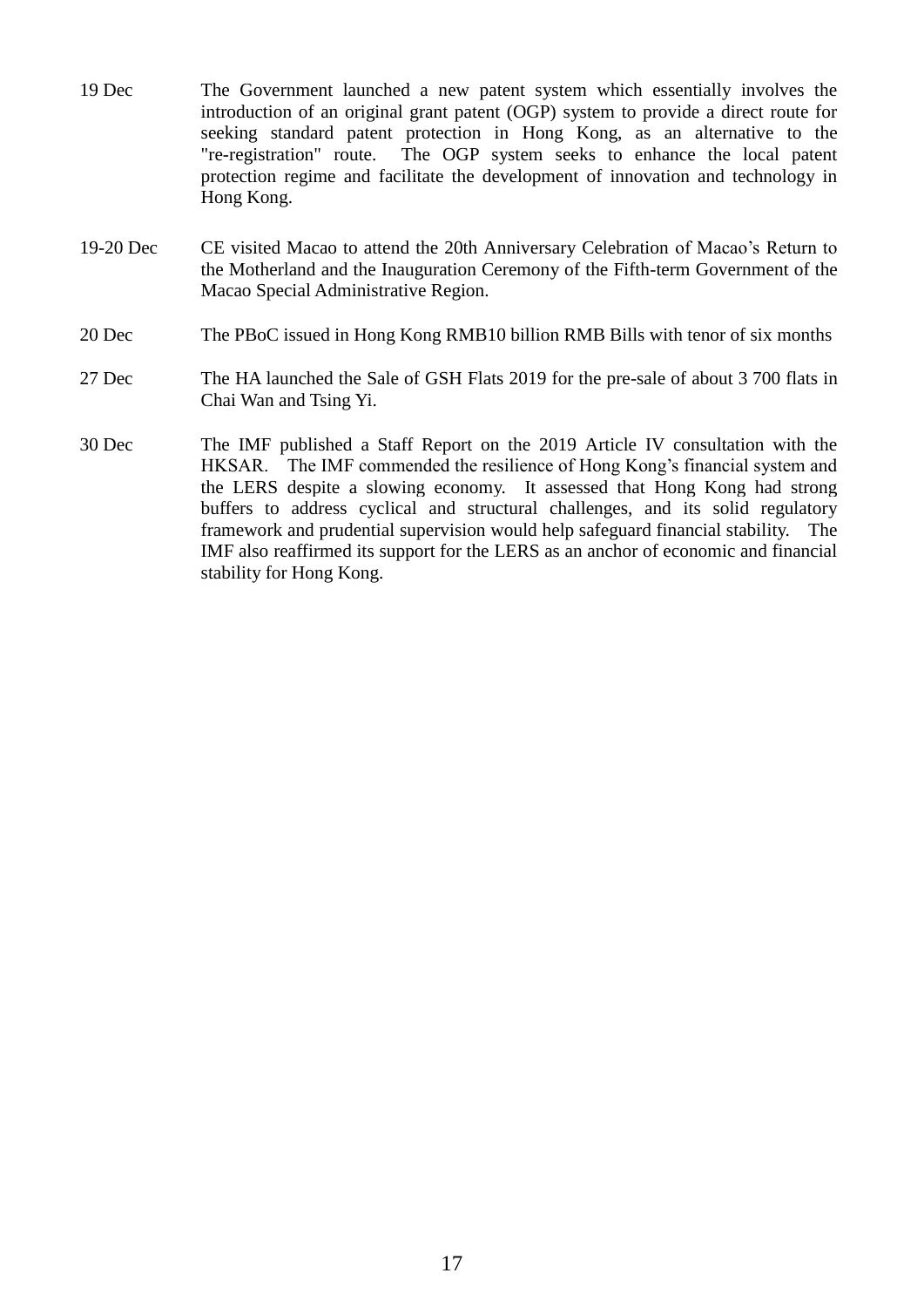| | |
|---|---|
| 19 Dec | The Government launched a new patent system which essentially involves the introduction of an original grant patent (OGP) system to provide a direct route for seeking standard patent protection in Hong Kong, as an alternative to the "re-registration" route. The OGP system seeks to enhance the local patent protection regime and facilitate the development of innovation and technology in Hong Kong. |
| 19-20 Dec | CE visited Macao to attend the 20th Anniversary Celebration of Macao's Return to the Motherland and the Inauguration Ceremony of the Fifth-term Government of the Macao Special Administrative Region. |
| 20 Dec | The PBoC issued in Hong Kong RMB10 billion RMB Bills with tenor of six months |
| 27 Dec | The HA launched the Sale of GSH Flats 2019 for the pre-sale of about 3 700 flats in Chai Wan and Tsing Yi. |
| 30 Dec | The IMF published a Staff Report on the 2019 Article IV consultation with the HKSAR. The IMF commended the resilience of Hong Kong's financial system and the LERS despite a slowing economy. It assessed that Hong Kong had strong buffers to address cyclical and structural challenges, and its solid regulatory framework and prudential supervision would help safeguard financial stability. The IMF also reaffirmed its support for the LERS as an anchor of economic and financial stability for Hong Kong. |